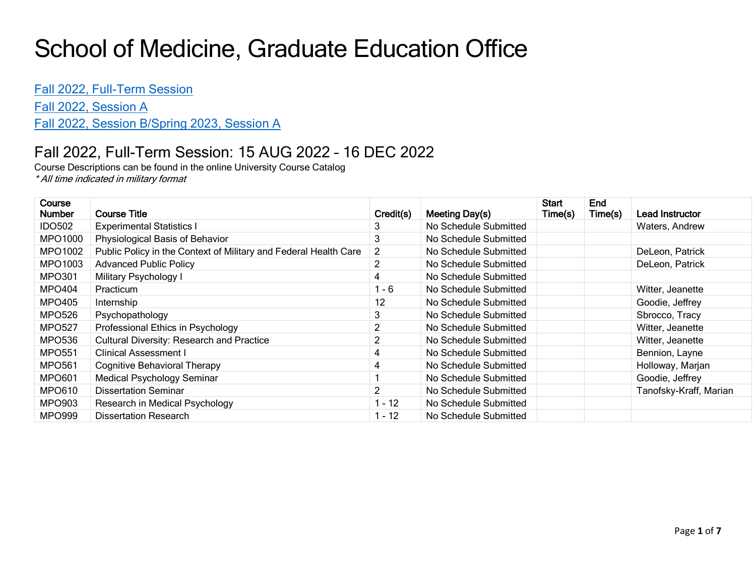# School of Medicine, Graduate Education Office

[Fall 2022, Full-Term Session](#)

[Fall 2022, Session A](#)

[Fall 2022, Session B/Spring 2023, Session A](#)

## Fall 2022, Full-Term Session: 15 AUG 2022 – 16 DEC 2022

Course Descriptions can be found in the online University Course Catalog

*\* All time indicated in military format*

| Course Number | Course Title | Credit(s) | Meeting Day(s) | Start Time(s) | End Time(s) | Lead Instructor |
|---|---|---|---|---|---|---|
| IDO502 | Experimental Statistics I | 3 | No Schedule Submitted | | | Waters, Andrew |
| MPO1000 | Physiological Basis of Behavior | 3 | No Schedule Submitted | | | |
| MPO1002 | Public Policy in the Context of Military and Federal Health Care | 2 | No Schedule Submitted | | | DeLeon, Patrick |
| MPO1003 | Advanced Public Policy | 2 | No Schedule Submitted | | | DeLeon, Patrick |
| MPO301 | Military Psychology I | 4 | No Schedule Submitted | | | |
| MPO404 | Practicum | 1 - 6 | No Schedule Submitted | | | Witter, Jeanette |
| MPO405 | Internship | 12 | No Schedule Submitted | | | Goodie, Jeffrey |
| MPO526 | Psychopathology | 3 | No Schedule Submitted | | | Sbrocco, Tracy |
| MPO527 | Professional Ethics in Psychology | 2 | No Schedule Submitted | | | Witter, Jeanette |
| MPO536 | Cultural Diversity: Research and Practice | 2 | No Schedule Submitted | | | Witter, Jeanette |
| MPO551 | Clinical Assessment I | 4 | No Schedule Submitted | | | Bennion, Layne |
| MPO561 | Cognitive Behavioral Therapy | 4 | No Schedule Submitted | | | Holloway, Marjan |
| MPO601 | Medical Psychology Seminar | 1 | No Schedule Submitted | | | Goodie, Jeffrey |
| MPO610 | Dissertation Seminar | 2 | No Schedule Submitted | | | Tanofsky-Kraff, Marian |
| MPO903 | Research in Medical Psychology | 1 - 12 | No Schedule Submitted | | | |
| MPO999 | Dissertation Research | 1 - 12 | No Schedule Submitted | | | |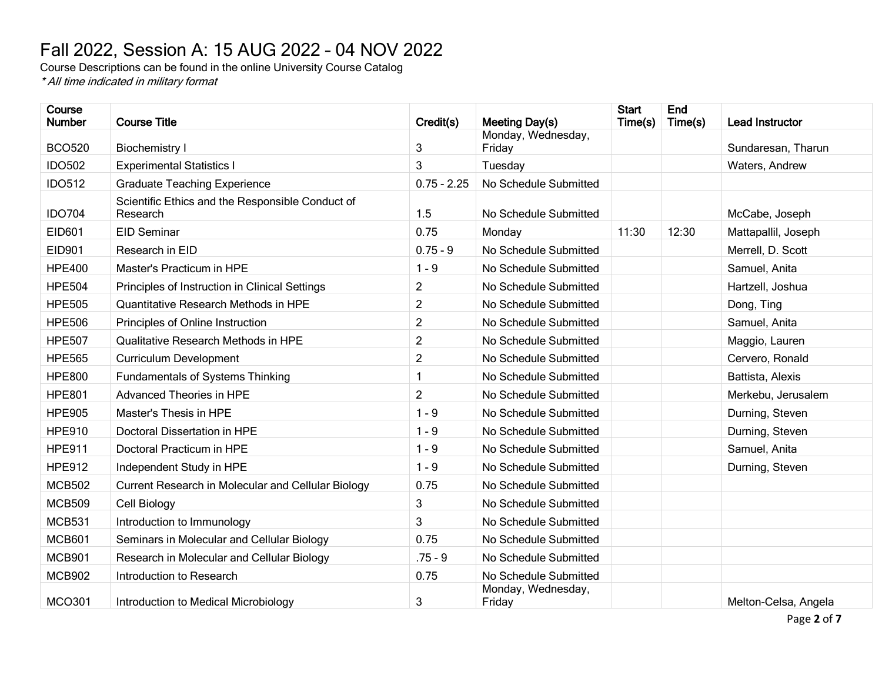# Fall 2022, Session A: 15 AUG 2022 – 04 NOV 2022

Course Descriptions can be found in the online University Course Catalog

*\* All time indicated in military format*

| Course Number | Course Title | Credit(s) | Meeting Day(s) | Start Time(s) | End Time(s) | Lead Instructor |
|---|---|---|---|---|---|---|
| BCO520 | Biochemistry I | 3 | Monday, Wednesday, Friday | | | Sundaresan, Tharun |
| IDO502 | Experimental Statistics I | 3 | Tuesday | | | Waters, Andrew |
| IDO512 | Graduate Teaching Experience | 0.75 - 2.25 | No Schedule Submitted | | | |
| IDO704 | Scientific Ethics and the Responsible Conduct of Research | 1.5 | No Schedule Submitted | | | McCabe, Joseph |
| EID601 | EID Seminar | 0.75 | Monday | 11:30 | 12:30 | Mattapallil, Joseph |
| EID901 | Research in EID | 0.75 - 9 | No Schedule Submitted | | | Merrell, D. Scott |
| HPE400 | Master's Practicum in HPE | 1 - 9 | No Schedule Submitted | | | Samuel, Anita |
| HPE504 | Principles of Instruction in Clinical Settings | 2 | No Schedule Submitted | | | Hartzell, Joshua |
| HPE505 | Quantitative Research Methods in HPE | 2 | No Schedule Submitted | | | Dong, Ting |
| HPE506 | Principles of Online Instruction | 2 | No Schedule Submitted | | | Samuel, Anita |
| HPE507 | Qualitative Research Methods in HPE | 2 | No Schedule Submitted | | | Maggio, Lauren |
| HPE565 | Curriculum Development | 2 | No Schedule Submitted | | | Cervero, Ronald |
| HPE800 | Fundamentals of Systems Thinking | 1 | No Schedule Submitted | | | Battista, Alexis |
| HPE801 | Advanced Theories in HPE | 2 | No Schedule Submitted | | | Merkebu, Jerusalem |
| HPE905 | Master's Thesis in HPE | 1 - 9 | No Schedule Submitted | | | Durning, Steven |
| HPE910 | Doctoral Dissertation in HPE | 1 - 9 | No Schedule Submitted | | | Durning, Steven |
| HPE911 | Doctoral Practicum in HPE | 1 - 9 | No Schedule Submitted | | | Samuel, Anita |
| HPE912 | Independent Study in HPE | 1 - 9 | No Schedule Submitted | | | Durning, Steven |
| MCB502 | Current Research in Molecular and Cellular Biology | 0.75 | No Schedule Submitted | | | |
| MCB509 | Cell Biology | 3 | No Schedule Submitted | | | |
| MCB531 | Introduction to Immunology | 3 | No Schedule Submitted | | | |
| MCB601 | Seminars in Molecular and Cellular Biology | 0.75 | No Schedule Submitted | | | |
| MCB901 | Research in Molecular and Cellular Biology | .75 - 9 | No Schedule Submitted | | | |
| MCB902 | Introduction to Research | 0.75 | No Schedule Submitted | | | |
| MCO301 | Introduction to Medical Microbiology | 3 | Monday, Wednesday, Friday | | | Melton-Celsa, Angela |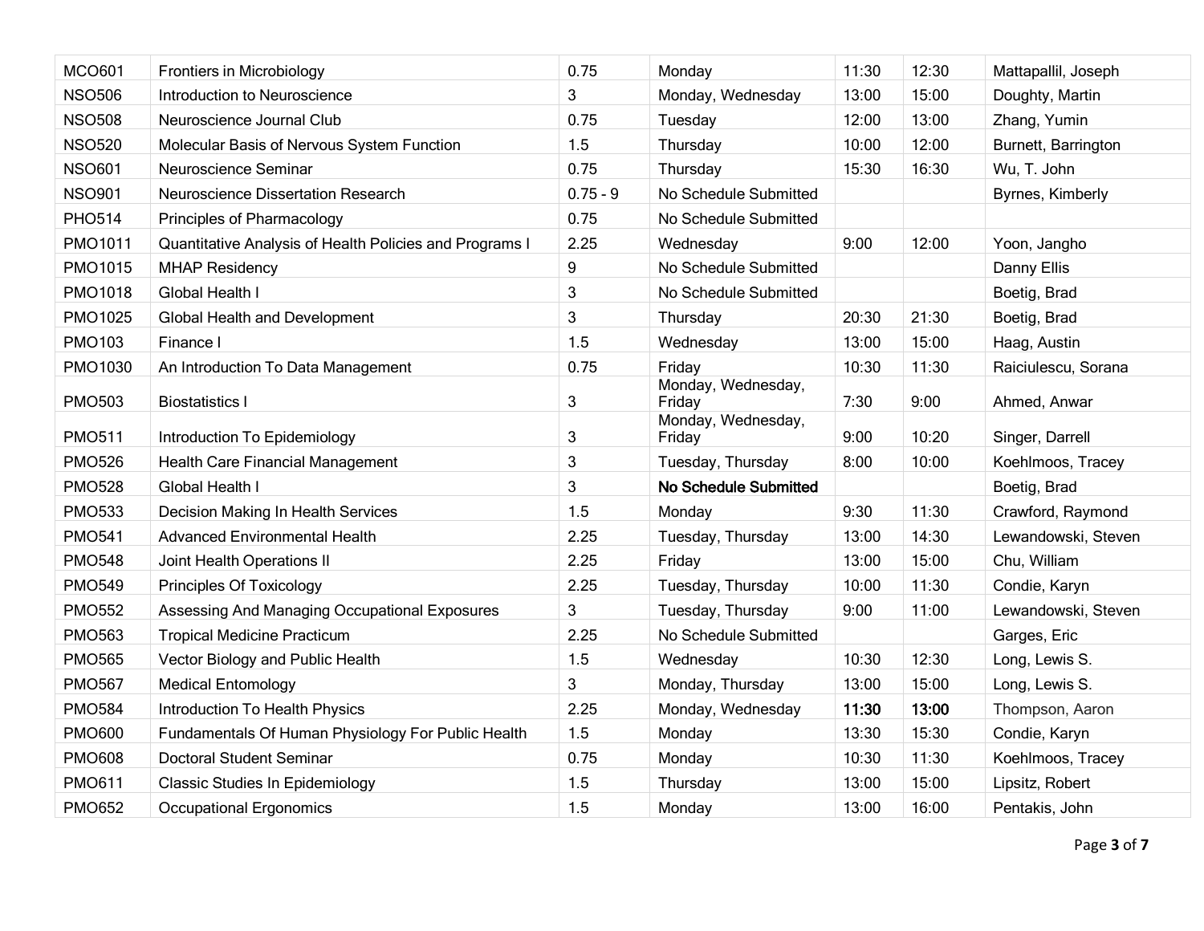| | | | | | | |
|---|---|---|---|---|---|---|
| MCO601 | Frontiers in Microbiology | 0.75 | Monday | 11:30 | 12:30 | Mattapallil, Joseph |
| NSO506 | Introduction to Neuroscience | 3 | Monday, Wednesday | 13:00 | 15:00 | Doughty, Martin |
| NSO508 | Neuroscience Journal Club | 0.75 | Tuesday | 12:00 | 13:00 | Zhang, Yumin |
| NSO520 | Molecular Basis of Nervous System Function | 1.5 | Thursday | 10:00 | 12:00 | Burnett, Barrington |
| NSO601 | Neuroscience Seminar | 0.75 | Thursday | 15:30 | 16:30 | Wu, T. John |
| NSO901 | Neuroscience Dissertation Research | 0.75 - 9 | No Schedule Submitted | | | Byrnes, Kimberly |
| PHO514 | Principles of Pharmacology | 0.75 | No Schedule Submitted | | | |
| PMO1011 | Quantitative Analysis of Health Policies and Programs I | 2.25 | Wednesday | 9:00 | 12:00 | Yoon, Jangho |
| PMO1015 | MHAP Residency | 9 | No Schedule Submitted | | | Danny Ellis |
| PMO1018 | Global Health I | 3 | No Schedule Submitted | | | Boetig, Brad |
| PMO1025 | Global Health and Development | 3 | Thursday | 20:30 | 21:30 | Boetig, Brad |
| PMO103 | Finance I | 1.5 | Wednesday | 13:00 | 15:00 | Haag, Austin |
| PMO1030 | An Introduction To Data Management | 0.75 | Friday | 10:30 | 11:30 | Raiciulescu, Sorana |
| PMO503 | Biostatistics I | 3 | Monday, Wednesday, Friday | 7:30 | 9:00 | Ahmed, Anwar |
| PMO511 | Introduction To Epidemiology | 3 | Monday, Wednesday, Friday | 9:00 | 10:20 | Singer, Darrell |
| PMO526 | Health Care Financial Management | 3 | Tuesday, Thursday | 8:00 | 10:00 | Koehlmoos, Tracey |
| PMO528 | Global Health I | 3 | **No Schedule Submitted** | | | Boetig, Brad |
| PMO533 | Decision Making In Health Services | 1.5 | Monday | 9:30 | 11:30 | Crawford, Raymond |
| PMO541 | Advanced Environmental Health | 2.25 | Tuesday, Thursday | 13:00 | 14:30 | Lewandowski, Steven |
| PMO548 | Joint Health Operations II | 2.25 | Friday | 13:00 | 15:00 | Chu, William |
| PMO549 | Principles Of Toxicology | 2.25 | Tuesday, Thursday | 10:00 | 11:30 | Condie, Karyn |
| PMO552 | Assessing And Managing Occupational Exposures | 3 | Tuesday, Thursday | 9:00 | 11:00 | Lewandowski, Steven |
| PMO563 | Tropical Medicine Practicum | 2.25 | No Schedule Submitted | | | Garges, Eric |
| PMO565 | Vector Biology and Public Health | 1.5 | Wednesday | 10:30 | 12:30 | Long, Lewis S. |
| PMO567 | Medical Entomology | 3 | Monday, Thursday | 13:00 | 15:00 | Long, Lewis S. |
| PMO584 | Introduction To Health Physics | 2.25 | Monday, Wednesday | 11:30 | 13:00 | Thompson, Aaron |
| PMO600 | Fundamentals Of Human Physiology For Public Health | 1.5 | Monday | 13:30 | 15:30 | Condie, Karyn |
| PMO608 | Doctoral Student Seminar | 0.75 | Monday | 10:30 | 11:30 | Koehlmoos, Tracey |
| PMO611 | Classic Studies In Epidemiology | 1.5 | Thursday | 13:00 | 15:00 | Lipsitz, Robert |
| PMO652 | Occupational Ergonomics | 1.5 | Monday | 13:00 | 16:00 | Pentakis, John |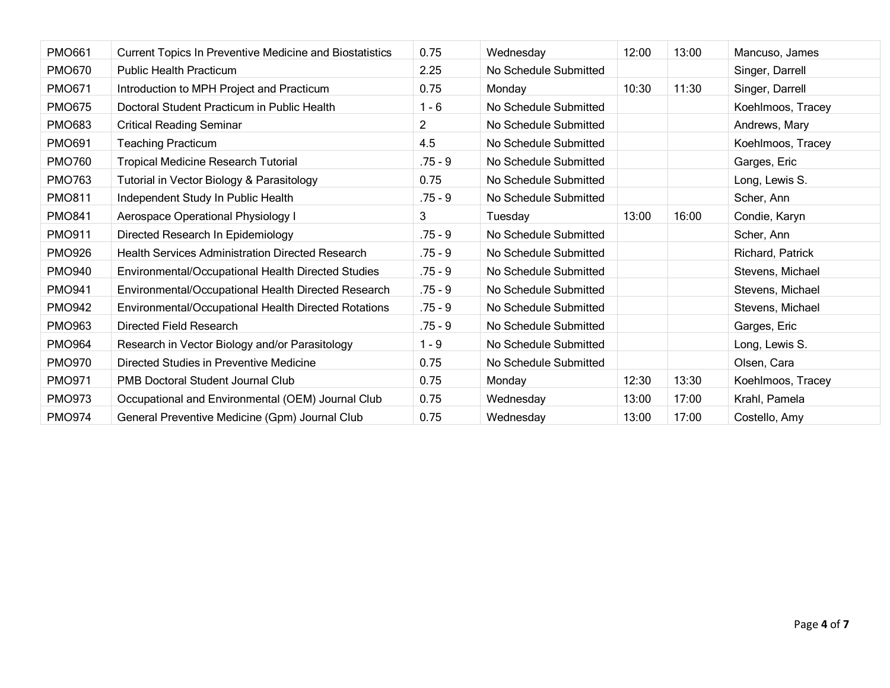| PMO661 | Current Topics In Preventive Medicine and Biostatistics | 0.75 | Wednesday | 12:00 | 13:00 | Mancuso, James |
|---|---|---|---|---|---|---|
| PMO670 | Public Health Practicum | 2.25 | No Schedule Submitted | | | Singer, Darrell |
| PMO671 | Introduction to MPH Project and Practicum | 0.75 | Monday | 10:30 | 11:30 | Singer, Darrell |
| PMO675 | Doctoral Student Practicum in Public Health | 1 - 6 | No Schedule Submitted | | | Koehlmoos, Tracey |
| PMO683 | Critical Reading Seminar | 2 | No Schedule Submitted | | | Andrews, Mary |
| PMO691 | Teaching Practicum | 4.5 | No Schedule Submitted | | | Koehlmoos, Tracey |
| PMO760 | Tropical Medicine Research Tutorial | .75 - 9 | No Schedule Submitted | | | Garges, Eric |
| PMO763 | Tutorial in Vector Biology & Parasitology | 0.75 | No Schedule Submitted | | | Long, Lewis S. |
| PMO811 | Independent Study In Public Health | .75 - 9 | No Schedule Submitted | | | Scher, Ann |
| PMO841 | Aerospace Operational Physiology I | 3 | Tuesday | 13:00 | 16:00 | Condie, Karyn |
| PMO911 | Directed Research In Epidemiology | .75 - 9 | No Schedule Submitted | | | Scher, Ann |
| PMO926 | Health Services Administration Directed Research | .75 - 9 | No Schedule Submitted | | | Richard, Patrick |
| PMO940 | Environmental/Occupational Health Directed Studies | .75 - 9 | No Schedule Submitted | | | Stevens, Michael |
| PMO941 | Environmental/Occupational Health Directed Research | .75 - 9 | No Schedule Submitted | | | Stevens, Michael |
| PMO942 | Environmental/Occupational Health Directed Rotations | .75 - 9 | No Schedule Submitted | | | Stevens, Michael |
| PMO963 | Directed Field Research | .75 - 9 | No Schedule Submitted | | | Garges, Eric |
| PMO964 | Research in Vector Biology and/or Parasitology | 1 - 9 | No Schedule Submitted | | | Long, Lewis S. |
| PMO970 | Directed Studies in Preventive Medicine | 0.75 | No Schedule Submitted | | | Olsen, Cara |
| PMO971 | PMB Doctoral Student Journal Club | 0.75 | Monday | 12:30 | 13:30 | Koehlmoos, Tracey |
| PMO973 | Occupational and Environmental (OEM) Journal Club | 0.75 | Wednesday | 13:00 | 17:00 | Krahl, Pamela |
| PMO974 | General Preventive Medicine (Gpm) Journal Club | 0.75 | Wednesday | 13:00 | 17:00 | Costello, Amy |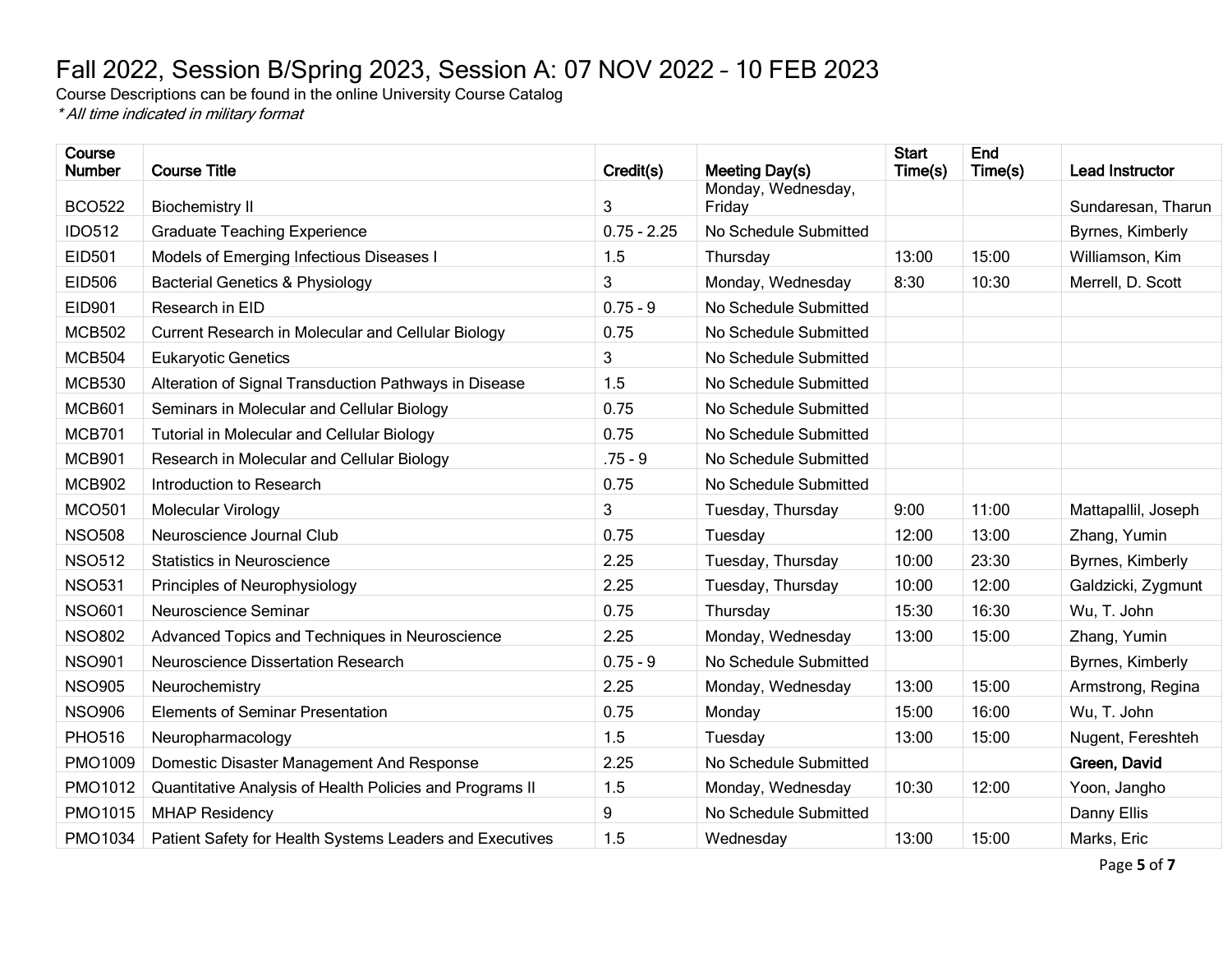# Fall 2022, Session B/Spring 2023, Session A: 07 NOV 2022 – 10 FEB 2023

Course Descriptions can be found in the online University Course Catalog

*\* All time indicated in military format*

| Course Number | Course Title | Credit(s) | Meeting Day(s) | Start Time(s) | End Time(s) | Lead Instructor |
|---|---|---|---|---|---|---|
| BCO522 | Biochemistry II | 3 | Monday, Wednesday, Friday | | | Sundaresan, Tharun |
| IDO512 | Graduate Teaching Experience | 0.75 - 2.25 | No Schedule Submitted | | | Byrnes, Kimberly |
| EID501 | Models of Emerging Infectious Diseases I | 1.5 | Thursday | 13:00 | 15:00 | Williamson, Kim |
| EID506 | Bacterial Genetics & Physiology | 3 | Monday, Wednesday | 8:30 | 10:30 | Merrell, D. Scott |
| EID901 | Research in EID | 0.75 - 9 | No Schedule Submitted | | | |
| MCB502 | Current Research in Molecular and Cellular Biology | 0.75 | No Schedule Submitted | | | |
| MCB504 | Eukaryotic Genetics | 3 | No Schedule Submitted | | | |
| MCB530 | Alteration of Signal Transduction Pathways in Disease | 1.5 | No Schedule Submitted | | | |
| MCB601 | Seminars in Molecular and Cellular Biology | 0.75 | No Schedule Submitted | | | |
| MCB701 | Tutorial in Molecular and Cellular Biology | 0.75 | No Schedule Submitted | | | |
| MCB901 | Research in Molecular and Cellular Biology | .75 - 9 | No Schedule Submitted | | | |
| MCB902 | Introduction to Research | 0.75 | No Schedule Submitted | | | |
| MCO501 | Molecular Virology | 3 | Tuesday, Thursday | 9:00 | 11:00 | Mattapallil, Joseph |
| NSO508 | Neuroscience Journal Club | 0.75 | Tuesday | 12:00 | 13:00 | Zhang, Yumin |
| NSO512 | Statistics in Neuroscience | 2.25 | Tuesday, Thursday | 10:00 | 23:30 | Byrnes, Kimberly |
| NSO531 | Principles of Neurophysiology | 2.25 | Tuesday, Thursday | 10:00 | 12:00 | Galdzicki, Zygmunt |
| NSO601 | Neuroscience Seminar | 0.75 | Thursday | 15:30 | 16:30 | Wu, T. John |
| NSO802 | Advanced Topics and Techniques in Neuroscience | 2.25 | Monday, Wednesday | 13:00 | 15:00 | Zhang, Yumin |
| NSO901 | Neuroscience Dissertation Research | 0.75 - 9 | No Schedule Submitted | | | Byrnes, Kimberly |
| NSO905 | Neurochemistry | 2.25 | Monday, Wednesday | 13:00 | 15:00 | Armstrong, Regina |
| NSO906 | Elements of Seminar Presentation | 0.75 | Monday | 15:00 | 16:00 | Wu, T. John |
| PHO516 | Neuropharmacology | 1.5 | Tuesday | 13:00 | 15:00 | Nugent, Fereshteh |
| PMO1009 | Domestic Disaster Management And Response | 2.25 | No Schedule Submitted | | | **Green, David** |
| PMO1012 | Quantitative Analysis of Health Policies and Programs II | 1.5 | Monday, Wednesday | 10:30 | 12:00 | Yoon, Jangho |
| PMO1015 | MHAP Residency | 9 | No Schedule Submitted | | | Danny Ellis |
| PMO1034 | Patient Safety for Health Systems Leaders and Executives | 1.5 | Wednesday | 13:00 | 15:00 | Marks, Eric |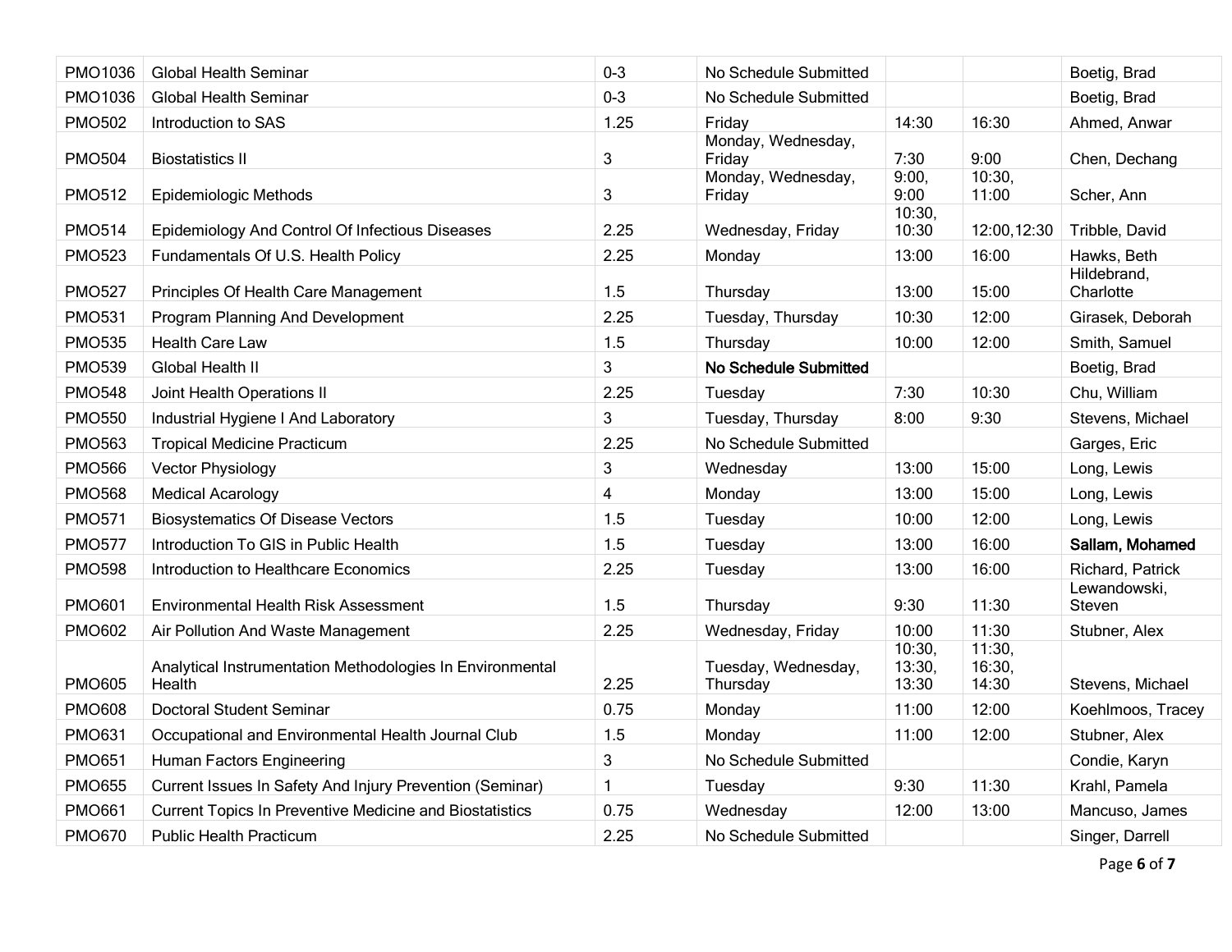| | | | | | | |
|---|---|---|---|---|---|---|
| PMO1036 | Global Health Seminar | 0-3 | No Schedule Submitted | | | Boetig, Brad |
| PMO1036 | Global Health Seminar | 0-3 | No Schedule Submitted | | | Boetig, Brad |
| PMO502 | Introduction to SAS | 1.25 | Friday | 14:30 | 16:30 | Ahmed, Anwar |
| PMO504 | Biostatistics II | 3 | Monday, Wednesday, Friday | 7:30 | 9:00 | Chen, Dechang |
| PMO512 | Epidemiologic Methods | 3 | Monday, Wednesday, Friday | 9:00, 9:00 | 10:30, 11:00 | Scher, Ann |
| PMO514 | Epidemiology And Control Of Infectious Diseases | 2.25 | Wednesday, Friday | 10:30, 10:30 | 12:00,12:30 | Tribble, David |
| PMO523 | Fundamentals Of U.S. Health Policy | 2.25 | Monday | 13:00 | 16:00 | Hawks, Beth |
| PMO527 | Principles Of Health Care Management | 1.5 | Thursday | 13:00 | 15:00 | Hildebrand, Charlotte |
| PMO531 | Program Planning And Development | 2.25 | Tuesday, Thursday | 10:30 | 12:00 | Girasek, Deborah |
| PMO535 | Health Care Law | 1.5 | Thursday | 10:00 | 12:00 | Smith, Samuel |
| PMO539 | Global Health II | 3 | No Schedule Submitted | | | Boetig, Brad |
| PMO548 | Joint Health Operations II | 2.25 | Tuesday | 7:30 | 10:30 | Chu, William |
| PMO550 | Industrial Hygiene I And Laboratory | 3 | Tuesday, Thursday | 8:00 | 9:30 | Stevens, Michael |
| PMO563 | Tropical Medicine Practicum | 2.25 | No Schedule Submitted | | | Garges, Eric |
| PMO566 | Vector Physiology | 3 | Wednesday | 13:00 | 15:00 | Long, Lewis |
| PMO568 | Medical Acarology | 4 | Monday | 13:00 | 15:00 | Long, Lewis |
| PMO571 | Biosystematics Of Disease Vectors | 1.5 | Tuesday | 10:00 | 12:00 | Long, Lewis |
| PMO577 | Introduction To GIS in Public Health | 1.5 | Tuesday | 13:00 | 16:00 | **Sallam, Mohamed** |
| PMO598 | Introduction to Healthcare Economics | 2.25 | Tuesday | 13:00 | 16:00 | Richard, Patrick |
| PMO601 | Environmental Health Risk Assessment | 1.5 | Thursday | 9:30 | 11:30 | Lewandowski, Steven |
| PMO602 | Air Pollution And Waste Management | 2.25 | Wednesday, Friday | 10:00 | 11:30 | Stubner, Alex |
| PMO605 | Analytical Instrumentation Methodologies In Environmental Health | 2.25 | Tuesday, Wednesday, Thursday | 10:30, 13:30, 13:30 | 11:30, 16:30, 14:30 | Stevens, Michael |
| PMO608 | Doctoral Student Seminar | 0.75 | Monday | 11:00 | 12:00 | Koehlmoos, Tracey |
| PMO631 | Occupational and Environmental Health Journal Club | 1.5 | Monday | 11:00 | 12:00 | Stubner, Alex |
| PMO651 | Human Factors Engineering | 3 | No Schedule Submitted | | | Condie, Karyn |
| PMO655 | Current Issues In Safety And Injury Prevention (Seminar) | 1 | Tuesday | 9:30 | 11:30 | Krahl, Pamela |
| PMO661 | Current Topics In Preventive Medicine and Biostatistics | 0.75 | Wednesday | 12:00 | 13:00 | Mancuso, James |
| PMO670 | Public Health Practicum | 2.25 | No Schedule Submitted | | | Singer, Darrell |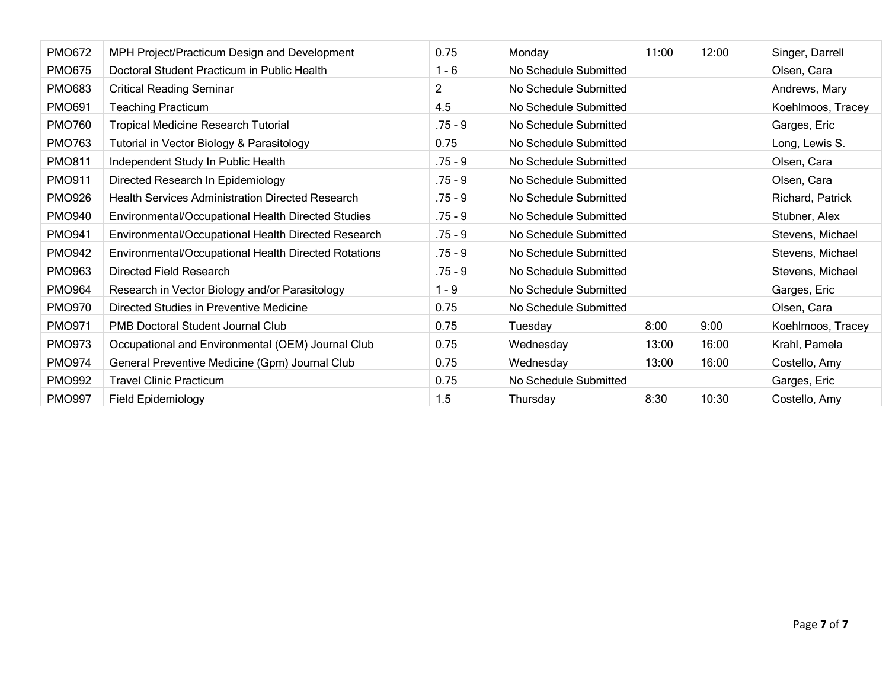| | | | | | | |
|---|---|---|---|---|---|---|
| PMO672 | MPH Project/Practicum Design and Development | 0.75 | Monday | 11:00 | 12:00 | Singer, Darrell |
| PMO675 | Doctoral Student Practicum in Public Health | 1 - 6 | No Schedule Submitted | | | Olsen, Cara |
| PMO683 | Critical Reading Seminar | 2 | No Schedule Submitted | | | Andrews, Mary |
| PMO691 | Teaching Practicum | 4.5 | No Schedule Submitted | | | Koehlmoos, Tracey |
| PMO760 | Tropical Medicine Research Tutorial | .75 - 9 | No Schedule Submitted | | | Garges, Eric |
| PMO763 | Tutorial in Vector Biology & Parasitology | 0.75 | No Schedule Submitted | | | Long, Lewis S. |
| PMO811 | Independent Study In Public Health | .75 - 9 | No Schedule Submitted | | | Olsen, Cara |
| PMO911 | Directed Research In Epidemiology | .75 - 9 | No Schedule Submitted | | | Olsen, Cara |
| PMO926 | Health Services Administration Directed Research | .75 - 9 | No Schedule Submitted | | | Richard, Patrick |
| PMO940 | Environmental/Occupational Health Directed Studies | .75 - 9 | No Schedule Submitted | | | Stubner, Alex |
| PMO941 | Environmental/Occupational Health Directed Research | .75 - 9 | No Schedule Submitted | | | Stevens, Michael |
| PMO942 | Environmental/Occupational Health Directed Rotations | .75 - 9 | No Schedule Submitted | | | Stevens, Michael |
| PMO963 | Directed Field Research | .75 - 9 | No Schedule Submitted | | | Stevens, Michael |
| PMO964 | Research in Vector Biology and/or Parasitology | 1 - 9 | No Schedule Submitted | | | Garges, Eric |
| PMO970 | Directed Studies in Preventive Medicine | 0.75 | No Schedule Submitted | | | Olsen, Cara |
| PMO971 | PMB Doctoral Student Journal Club | 0.75 | Tuesday | 8:00 | 9:00 | Koehlmoos, Tracey |
| PMO973 | Occupational and Environmental (OEM) Journal Club | 0.75 | Wednesday | 13:00 | 16:00 | Krahl, Pamela |
| PMO974 | General Preventive Medicine (Gpm) Journal Club | 0.75 | Wednesday | 13:00 | 16:00 | Costello, Amy |
| PMO992 | Travel Clinic Practicum | 0.75 | No Schedule Submitted | | | Garges, Eric |
| PMO997 | Field Epidemiology | 1.5 | Thursday | 8:30 | 10:30 | Costello, Amy |